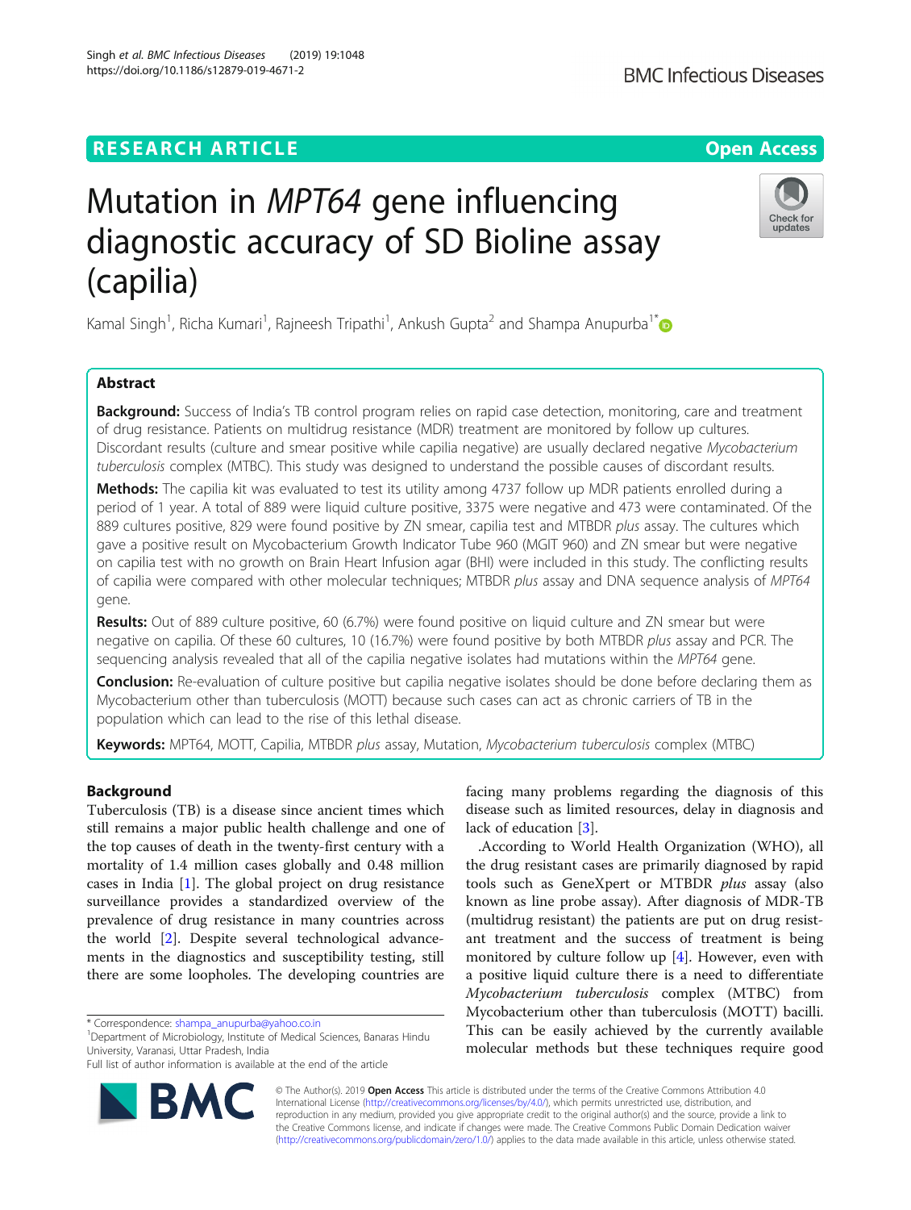RESEARCH ARTICLE

Open Access

# Mutation in *MPT64* gene influencing diagnostic accuracy of SD Bioline assay (capilia)

Kamal Singh[1], Richa Kumari[1], Rajneesh Tripathi[1], Ankush Gupta[2] and Shampa Anupurba[1*]

## Abstract

**Background:** Success of India's TB control program relies on rapid case detection, monitoring, care and treatment of drug resistance. Patients on multidrug resistance (MDR) treatment are monitored by follow up cultures. Discordant results (culture and smear positive while capilia negative) are usually declared negative *Mycobacterium tuberculosis* complex (MTBC). This study was designed to understand the possible causes of discordant results.

**Methods:** The capilia kit was evaluated to test its utility among 4737 follow up MDR patients enrolled during a period of 1 year. A total of 889 were liquid culture positive, 3375 were negative and 473 were contaminated. Of the 889 cultures positive, 829 were found positive by ZN smear, capilia test and MTBDR *plus* assay. The cultures which gave a positive result on Mycobacterium Growth Indicator Tube 960 (MGIT 960) and ZN smear but were negative on capilia test with no growth on Brain Heart Infusion agar (BHI) were included in this study. The conflicting results of capilia were compared with other molecular techniques; MTBDR *plus* assay and DNA sequence analysis of *MPT64* gene.

**Results:** Out of 889 culture positive, 60 (6.7%) were found positive on liquid culture and ZN smear but were negative on capilia. Of these 60 cultures, 10 (16.7%) were found positive by both MTBDR *plus* assay and PCR. The sequencing analysis revealed that all of the capilia negative isolates had mutations within the *MPT64* gene.

**Conclusion:** Re-evaluation of culture positive but capilia negative isolates should be done before declaring them as Mycobacterium other than tuberculosis (MOTT) because such cases can act as chronic carriers of TB in the population which can lead to the rise of this lethal disease.

**Keywords:** MPT64, MOTT, Capilia, MTBDR *plus* assay, Mutation, *Mycobacterium tuberculosis* complex (MTBC)

## Background

Tuberculosis (TB) is a disease since ancient times which still remains a major public health challenge and one of the top causes of death in the twenty-first century with a mortality of 1.4 million cases globally and 0.48 million cases in India [1]. The global project on drug resistance surveillance provides a standardized overview of the prevalence of drug resistance in many countries across the world [2]. Despite several technological advancements in the diagnostics and susceptibility testing, still there are some loopholes. The developing countries are facing many problems regarding the diagnosis of this disease such as limited resources, delay in diagnosis and lack of education [3].

.According to World Health Organization (WHO), all the drug resistant cases are primarily diagnosed by rapid tools such as GeneXpert or MTBDR *plus* assay (also known as line probe assay). After diagnosis of MDR-TB (multidrug resistant) the patients are put on drug resistant treatment and the success of treatment is being monitored by culture follow up [4]. However, even with a positive liquid culture there is a need to differentiate *Mycobacterium tuberculosis* complex (MTBC) from Mycobacterium other than tuberculosis (MOTT) bacilli. This can be easily achieved by the currently available molecular methods but these techniques require good

\* Correspondence: shampa_anupurba@yahoo.co.in
[1]Department of Microbiology, Institute of Medical Sciences, Banaras Hindu University, Varanasi, Uttar Pradesh, India
Full list of author information is available at the end of the article

© The Author(s). 2019 **Open Access** This article is distributed under the terms of the Creative Commons Attribution 4.0 International License (http://creativecommons.org/licenses/by/4.0/), which permits unrestricted use, distribution, and reproduction in any medium, provided you give appropriate credit to the original author(s) and the source, provide a link to the Creative Commons license, and indicate if changes were made. The Creative Commons Public Domain Dedication waiver (http://creativecommons.org/publicdomain/zero/1.0/) applies to the data made available in this article, unless otherwise stated.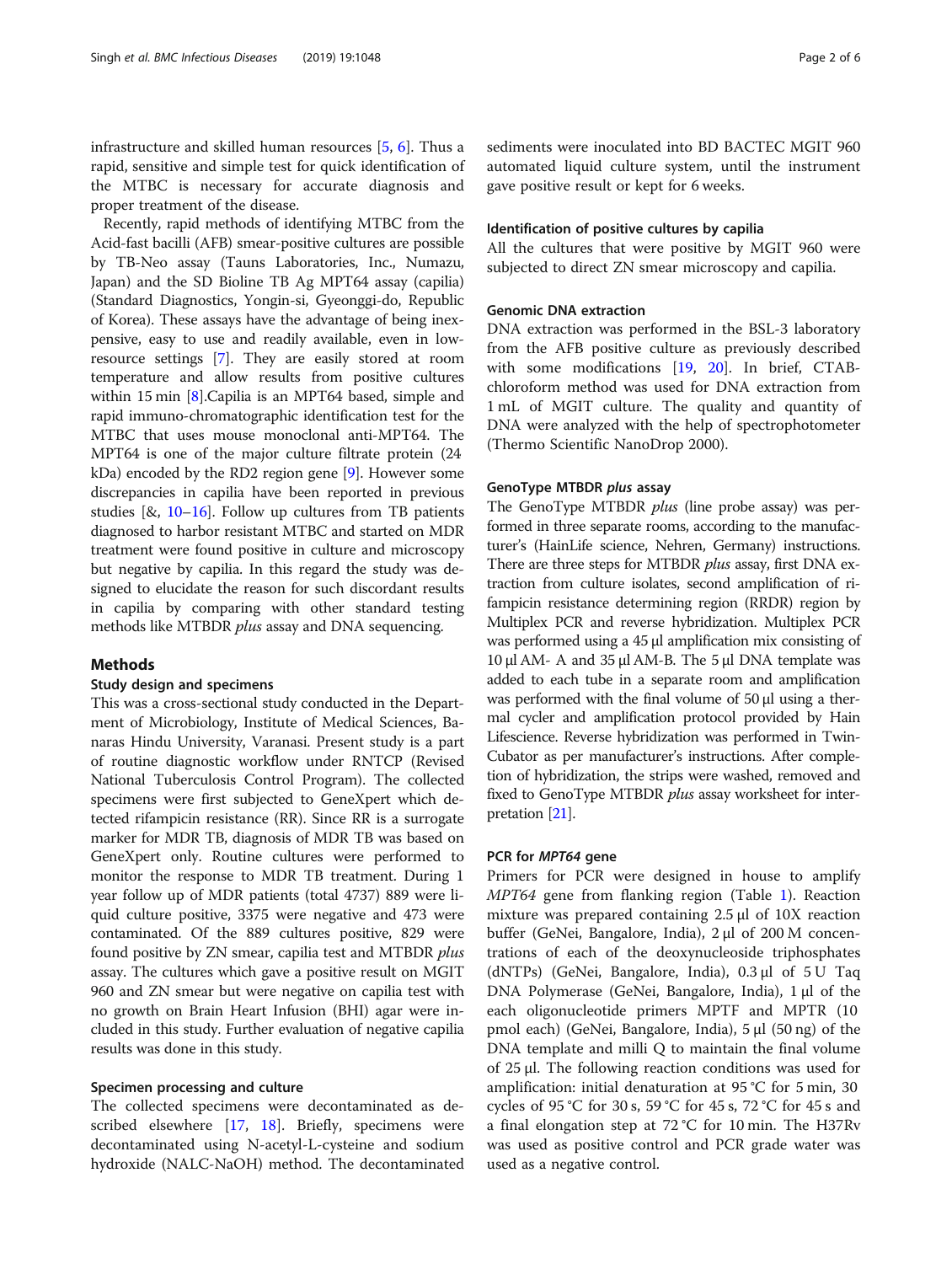infrastructure and skilled human resources [5, 6]. Thus a rapid, sensitive and simple test for quick identification of the MTBC is necessary for accurate diagnosis and proper treatment of the disease.

Recently, rapid methods of identifying MTBC from the Acid-fast bacilli (AFB) smear-positive cultures are possible by TB-Neo assay (Tauns Laboratories, Inc., Numazu, Japan) and the SD Bioline TB Ag MPT64 assay (capilia) (Standard Diagnostics, Yongin-si, Gyeonggi-do, Republic of Korea). These assays have the advantage of being inexpensive, easy to use and readily available, even in low-resource settings [7]. They are easily stored at room temperature and allow results from positive cultures within 15 min [8].Capilia is an MPT64 based, simple and rapid immuno-chromatographic identification test for the MTBC that uses mouse monoclonal anti-MPT64. The MPT64 is one of the major culture filtrate protein (24 kDa) encoded by the RD2 region gene [9]. However some discrepancies in capilia have been reported in previous studies [&, 10–16]. Follow up cultures from TB patients diagnosed to harbor resistant MTBC and started on MDR treatment were found positive in culture and microscopy but negative by capilia. In this regard the study was designed to elucidate the reason for such discordant results in capilia by comparing with other standard testing methods like MTBDR *plus* assay and DNA sequencing.

## Methods

### Study design and specimens

This was a cross-sectional study conducted in the Department of Microbiology, Institute of Medical Sciences, Banaras Hindu University, Varanasi. Present study is a part of routine diagnostic workflow under RNTCP (Revised National Tuberculosis Control Program). The collected specimens were first subjected to GeneXpert which detected rifampicin resistance (RR). Since RR is a surrogate marker for MDR TB, diagnosis of MDR TB was based on GeneXpert only. Routine cultures were performed to monitor the response to MDR TB treatment. During 1 year follow up of MDR patients (total 4737) 889 were liquid culture positive, 3375 were negative and 473 were contaminated. Of the 889 cultures positive, 829 were found positive by ZN smear, capilia test and MTBDR *plus* assay. The cultures which gave a positive result on MGIT 960 and ZN smear but were negative on capilia test with no growth on Brain Heart Infusion (BHI) agar were included in this study. Further evaluation of negative capilia results was done in this study.

### Specimen processing and culture

The collected specimens were decontaminated as described elsewhere [17, 18]. Briefly, specimens were decontaminated using N-acetyl-L-cysteine and sodium hydroxide (NALC-NaOH) method. The decontaminated sediments were inoculated into BD BACTEC MGIT 960 automated liquid culture system, until the instrument gave positive result or kept for 6 weeks.

### Identification of positive cultures by capilia

All the cultures that were positive by MGIT 960 were subjected to direct ZN smear microscopy and capilia.

### Genomic DNA extraction

DNA extraction was performed in the BSL-3 laboratory from the AFB positive culture as previously described with some modifications [19, 20]. In brief, CTAB-chloroform method was used for DNA extraction from 1 mL of MGIT culture. The quality and quantity of DNA were analyzed with the help of spectrophotometer (Thermo Scientific NanoDrop 2000).

### GenoType MTBDR *plus* assay

The GenoType MTBDR *plus* (line probe assay) was performed in three separate rooms, according to the manufacturer's (HainLife science, Nehren, Germany) instructions. There are three steps for MTBDR *plus* assay, first DNA extraction from culture isolates, second amplification of rifampicin resistance determining region (RRDR) region by Multiplex PCR and reverse hybridization. Multiplex PCR was performed using a 45 μl amplification mix consisting of 10 μl AM- A and 35 μl AM-B. The 5 μl DNA template was added to each tube in a separate room and amplification was performed with the final volume of 50 μl using a thermal cycler and amplification protocol provided by Hain Lifescience. Reverse hybridization was performed in TwinCubator as per manufacturer's instructions. After completion of hybridization, the strips were washed, removed and fixed to GenoType MTBDR *plus* assay worksheet for interpretation [21].

### PCR for *MPT64* gene

Primers for PCR were designed in house to amplify *MPT64* gene from flanking region (Table 1). Reaction mixture was prepared containing 2.5 μl of 10X reaction buffer (GeNei, Bangalore, India), 2 μl of 200 M concentrations of each of the deoxynucleoside triphosphates (dNTPs) (GeNei, Bangalore, India), 0.3 μl of 5 U Taq DNA Polymerase (GeNei, Bangalore, India), 1 μl of the each oligonucleotide primers MPTF and MPTR (10 pmol each) (GeNei, Bangalore, India), 5 μl (50 ng) of the DNA template and milli Q to maintain the final volume of 25 μl. The following reaction conditions was used for amplification: initial denaturation at 95 °C for 5 min, 30 cycles of 95 °C for 30 s, 59 °C for 45 s, 72 °C for 45 s and a final elongation step at 72 °C for 10 min. The H37Rv was used as positive control and PCR grade water was used as a negative control.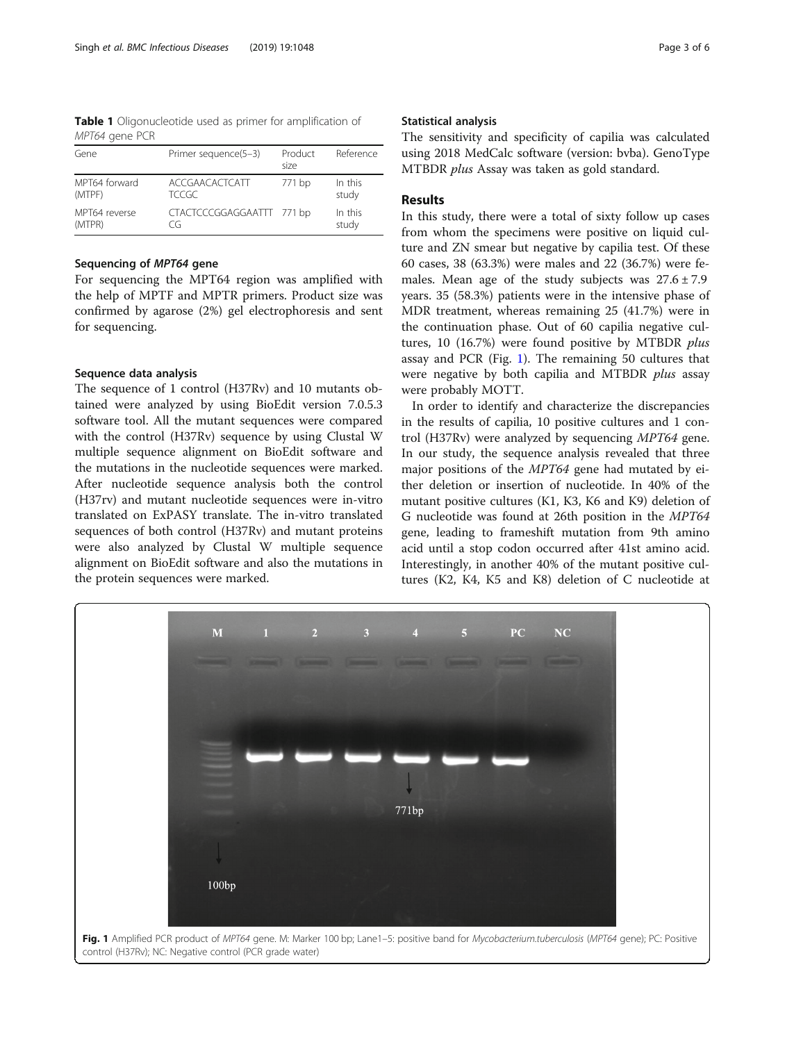**Table 1** Oligonucleotide used as primer for amplification of *MPT64* gene PCR

| Gene | Primer sequence(5–3) | Product size | Reference |
| --- | --- | --- | --- |
| MPT64 forward (MTPF) | ACCGAACACTCATT TCCGC | 771 bp | In this study |
| MPT64 reverse (MTPR) | CTACTCCCGGAGGAATTT CG | 771 bp | In this study |

### Sequencing of *MPT64* gene

For sequencing the MPT64 region was amplified with the help of MPTF and MPTR primers. Product size was confirmed by agarose (2%) gel electrophoresis and sent for sequencing.

### Sequence data analysis

The sequence of 1 control (H37Rv) and 10 mutants obtained were analyzed by using BioEdit version 7.0.5.3 software tool. All the mutant sequences were compared with the control (H37Rv) sequence by using Clustal W multiple sequence alignment on BioEdit software and the mutations in the nucleotide sequences were marked. After nucleotide sequence analysis both the control (H37rv) and mutant nucleotide sequences were in-vitro translated on ExPASY translate. The in-vitro translated sequences of both control (H37Rv) and mutant proteins were also analyzed by Clustal W multiple sequence alignment on BioEdit software and also the mutations in the protein sequences were marked.

### Statistical analysis

The sensitivity and specificity of capilia was calculated using 2018 MedCalc software (version: bvba). GenoType MTBDR *plus* Assay was taken as gold standard.

## Results

In this study, there were a total of sixty follow up cases from whom the specimens were positive on liquid culture and ZN smear but negative by capilia test. Of these 60 cases, 38 (63.3%) were males and 22 (36.7%) were females. Mean age of the study subjects was $27.6 \pm 7.9$ years. 35 (58.3%) patients were in the intensive phase of MDR treatment, whereas remaining 25 (41.7%) were in the continuation phase. Out of 60 capilia negative cultures, 10 (16.7%) were found positive by MTBDR *plus* assay and PCR (Fig. 1). The remaining 50 cultures that were negative by both capilia and MTBDR *plus* assay were probably MOTT.

In order to identify and characterize the discrepancies in the results of capilia, 10 positive cultures and 1 control (H37Rv) were analyzed by sequencing *MPT64* gene. In our study, the sequence analysis revealed that three major positions of the *MPT64* gene had mutated by either deletion or insertion of nucleotide. In 40% of the mutant positive cultures (K1, K3, K6 and K9) deletion of G nucleotide was found at 26th position in the *MPT64* gene, leading to frameshift mutation from 9th amino acid until a stop codon occurred after 41st amino acid. Interestingly, in another 40% of the mutant positive cultures (K2, K4, K5 and K8) deletion of C nucleotide at

**Fig. 1** Amplified PCR product of *MPT64* gene. M: Marker 100 bp; Lane1–5: positive band for *Mycobacterium.tuberculosis* (*MPT64* gene); PC: Positive control (H37Rv); NC: Negative control (PCR grade water)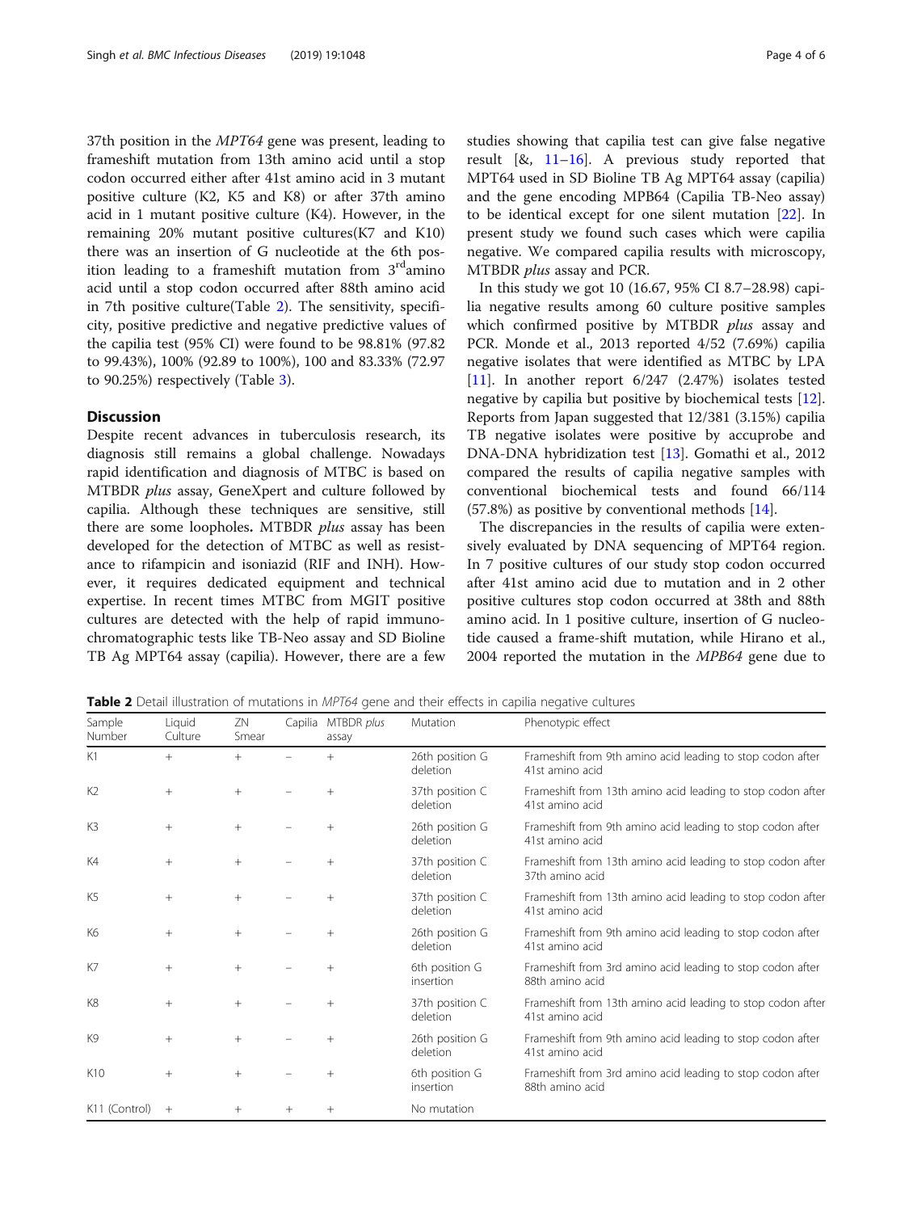37th position in the *MPT64* gene was present, leading to frameshift mutation from 13th amino acid until a stop codon occurred either after 41st amino acid in 3 mutant positive culture (K2, K5 and K8) or after 37th amino acid in 1 mutant positive culture (K4). However, in the remaining 20% mutant positive cultures(K7 and K10) there was an insertion of G nucleotide at the 6th position leading to a frameshift mutation from 3rd amino acid until a stop codon occurred after 88th amino acid in 7th positive culture(Table 2). The sensitivity, specificity, positive predictive and negative predictive values of the capilia test (95% CI) were found to be 98.81% (97.82 to 99.43%), 100% (92.89 to 100%), 100 and 83.33% (72.97 to 90.25%) respectively (Table 3).

## Discussion

Despite recent advances in tuberculosis research, its diagnosis still remains a global challenge. Nowadays rapid identification and diagnosis of MTBC is based on MTBDR *plus* assay, GeneXpert and culture followed by capilia. Although these techniques are sensitive, still there are some loopholes. **MTBDR *plus* assay has been developed for the detection of MTBC as well as resistance to rifampicin and isoniazid (RIF and INH). However, it requires dedicated equipment and technical expertise. In recent times MTBC from MGIT positive cultures are detected with the help of rapid immunochromatographic tests like TB-Neo assay and SD Bioline TB Ag MPT64 assay (capilia). However, there are a few studies showing that capilia test can give false negative result [&, 11–16]. A previous study reported that MPT64 used in SD Bioline TB Ag MPT64 assay (capilia) and the gene encoding MPB64 (Capilia TB-Neo assay) to be identical except for one silent mutation [22]. In present study we found such cases which were capilia negative. We compared capilia results with microscopy, MTBDR *plus* assay and PCR.

In this study we got 10 (16.67, 95% CI 8.7–28.98) capilia negative results among 60 culture positive samples which confirmed positive by MTBDR *plus* assay and PCR. Monde et al., 2013 reported 4/52 (7.69%) capilia negative isolates that were identified as MTBC by LPA [11]. In another report 6/247 (2.47%) isolates tested negative by capilia but positive by biochemical tests [12]. Reports from Japan suggested that 12/381 (3.15%) capilia TB negative isolates were positive by accuprobe and DNA-DNA hybridization test [13]. Gomathi et al., 2012 compared the results of capilia negative samples with conventional biochemical tests and found 66/114 (57.8%) as positive by conventional methods [14].

The discrepancies in the results of capilia were extensively evaluated by DNA sequencing of MPT64 region. In 7 positive cultures of our study stop codon occurred after 41st amino acid due to mutation and in 2 other positive cultures stop codon occurred at 38th and 88th amino acid. In 1 positive culture, insertion of G nucleotide caused a frame-shift mutation, while Hirano et al., 2004 reported the mutation in the *MPB64* gene due to

**Table 2** Detail illustration of mutations in *MPT64* gene and their effects in capilia negative cultures

| Sample Number | Liquid Culture | ZN Smear | Capilia | MTBDR *plus* assay | Mutation | Phenotypic effect |
|---|---|---|---|---|---|---|
| K1 | + | + | – | + | 26th position G deletion | Frameshift from 9th amino acid leading to stop codon after 41st amino acid |
| K2 | + | + | – | + | 37th position C deletion | Frameshift from 13th amino acid leading to stop codon after 41st amino acid |
| K3 | + | + | – | + | 26th position G deletion | Frameshift from 9th amino acid leading to stop codon after 41st amino acid |
| K4 | + | + | – | + | 37th position C deletion | Frameshift from 13th amino acid leading to stop codon after 37th amino acid |
| K5 | + | + | – | + | 37th position C deletion | Frameshift from 13th amino acid leading to stop codon after 41st amino acid |
| K6 | + | + | – | + | 26th position G deletion | Frameshift from 9th amino acid leading to stop codon after 41st amino acid |
| K7 | + | + | – | + | 6th position G insertion | Frameshift from 3rd amino acid leading to stop codon after 88th amino acid |
| K8 | + | + | – | + | 37th position C deletion | Frameshift from 13th amino acid leading to stop codon after 41st amino acid |
| K9 | + | + | – | + | 26th position G deletion | Frameshift from 9th amino acid leading to stop codon after 41st amino acid |
| K10 | + | + | – | + | 6th position G insertion | Frameshift from 3rd amino acid leading to stop codon after 88th amino acid |
| K11 (Control) | + | + | + | + | No mutation | |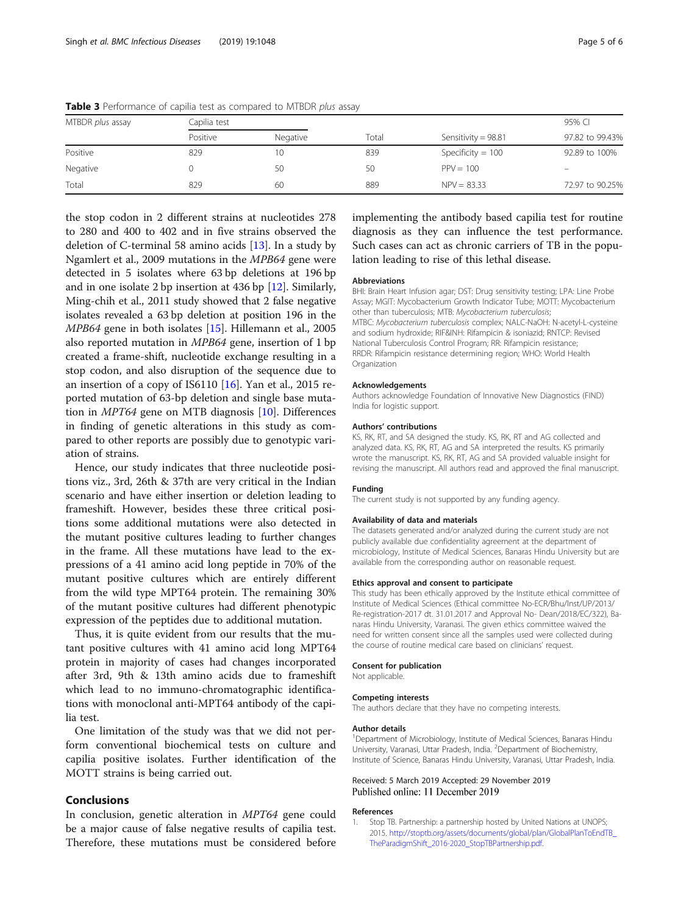**Table 3** Performance of capilia test as compared to MTBDR *plus* assay

| MTBDR *plus* assay | Capilia test | | | | 95% CI |
|---|---|---|---|---|---|
| | Positive | Negative | Total | Sensitivity = 98.81 | 97.82 to 99.43% |
| Positive | 829 | 10 | 839 | Specificity = 100 | 92.89 to 100% |
| Negative | 0 | 50 | 50 | PPV = 100 | – |
| Total | 829 | 60 | 889 | NPV = 83.33 | 72.97 to 90.25% |

the stop codon in 2 different strains at nucleotides 278 to 280 and 400 to 402 and in five strains observed the deletion of C-terminal 58 amino acids [13]. In a study by Ngamlert et al., 2009 mutations in the *MPB64* gene were detected in 5 isolates where 63 bp deletions at 196 bp and in one isolate 2 bp insertion at 436 bp [12]. Similarly, Ming-chih et al., 2011 study showed that 2 false negative isolates revealed a 63 bp deletion at position 196 in the *MPB64* gene in both isolates [15]. Hillemann et al., 2005 also reported mutation in *MPB64* gene, insertion of 1 bp created a frame-shift, nucleotide exchange resulting in a stop codon, and also disruption of the sequence due to an insertion of a copy of IS6110 [16]. Yan et al., 2015 reported mutation of 63-bp deletion and single base mutation in *MPT64* gene on MTB diagnosis [10]. Differences in finding of genetic alterations in this study as compared to other reports are possibly due to genotypic variation of strains.

Hence, our study indicates that three nucleotide positions viz., 3rd, 26th & 37th are very critical in the Indian scenario and have either insertion or deletion leading to frameshift. However, besides these three critical positions some additional mutations were also detected in the mutant positive cultures leading to further changes in the frame. All these mutations have lead to the expressions of a 41 amino acid long peptide in 70% of the mutant positive cultures which are entirely different from the wild type MPT64 protein. The remaining 30% of the mutant positive cultures had different phenotypic expression of the peptides due to additional mutation.

Thus, it is quite evident from our results that the mutant positive cultures with 41 amino acid long MPT64 protein in majority of cases had changes incorporated after 3rd, 9th & 13th amino acids due to frameshift which lead to no immuno-chromatographic identifications with monoclonal anti-MPT64 antibody of the capilia test.

One limitation of the study was that we did not perform conventional biochemical tests on culture and capilia positive isolates. Further identification of the MOTT strains is being carried out.

## Conclusions

In conclusion, genetic alteration in *MPT64* gene could be a major cause of false negative results of capilia test. Therefore, these mutations must be considered before implementing the antibody based capilia test for routine diagnosis as they can influence the test performance. Such cases can act as chronic carriers of TB in the population leading to rise of this lethal disease.

#### Abbreviations

BHI: Brain Heart Infusion agar; DST: Drug sensitivity testing; LPA: Line Probe Assay; MGIT: Mycobacterium Growth Indicator Tube; MOTT: Mycobacterium other than tuberculosis; MTB: *Mycobacterium tuberculosis*; MTBC: *Mycobacterium tuberculosis* complex; NALC-NaOH: N-acetyl-L-cysteine and sodium hydroxide; RIF&INH: Rifampicin & isoniazid; RNTCP: Revised National Tuberculosis Control Program; RR: Rifampicin resistance; RRDR: Rifampicin resistance determining region; WHO: World Health Organization

#### Acknowledgements

Authors acknowledge Foundation of Innovative New Diagnostics (FIND) India for logistic support.

#### Authors' contributions

KS, RK, RT, and SA designed the study. KS, RK, RT and AG collected and analyzed data. KS, RK, RT, AG and SA interpreted the results. KS primarily wrote the manuscript. KS, RK, RT, AG and SA provided valuable insight for revising the manuscript. All authors read and approved the final manuscript.

#### Funding

The current study is not supported by any funding agency.

#### Availability of data and materials

The datasets generated and/or analyzed during the current study are not publicly available due confidentiality agreement at the department of microbiology, Institute of Medical Sciences, Banaras Hindu University but are available from the corresponding author on reasonable request.

#### Ethics approval and consent to participate

This study has been ethically approved by the Institute ethical committee of Institute of Medical Sciences (Ethical committee No-ECR/Bhu/Inst/UP/2013/Re-registration-2017 dt. 31.01.2017 and Approval No- Dean/2018/EC/322), Banaras Hindu University, Varanasi. The given ethics committee waived the need for written consent since all the samples used were collected during the course of routine medical care based on clinicians' request.

#### Consent for publication

Not applicable.

#### Competing interests

The authors declare that they have no competing interests.

#### Author details

[1]Department of Microbiology, Institute of Medical Sciences, Banaras Hindu University, Varanasi, Uttar Pradesh, India. [2]Department of Biochemistry, Institute of Science, Banaras Hindu University, Varanasi, Uttar Pradesh, India.

Received: 5 March 2019 Accepted: 29 November 2019
Published online: 11 December 2019

#### References

1. Stop TB. Partnership: a partnership hosted by United Nations at UNOPS; 2015. http://stoptb.org/assets/documents/global/plan/GlobalPlanToEndTB_TheParadigmShift_2016-2020_StopTBPartnership.pdf.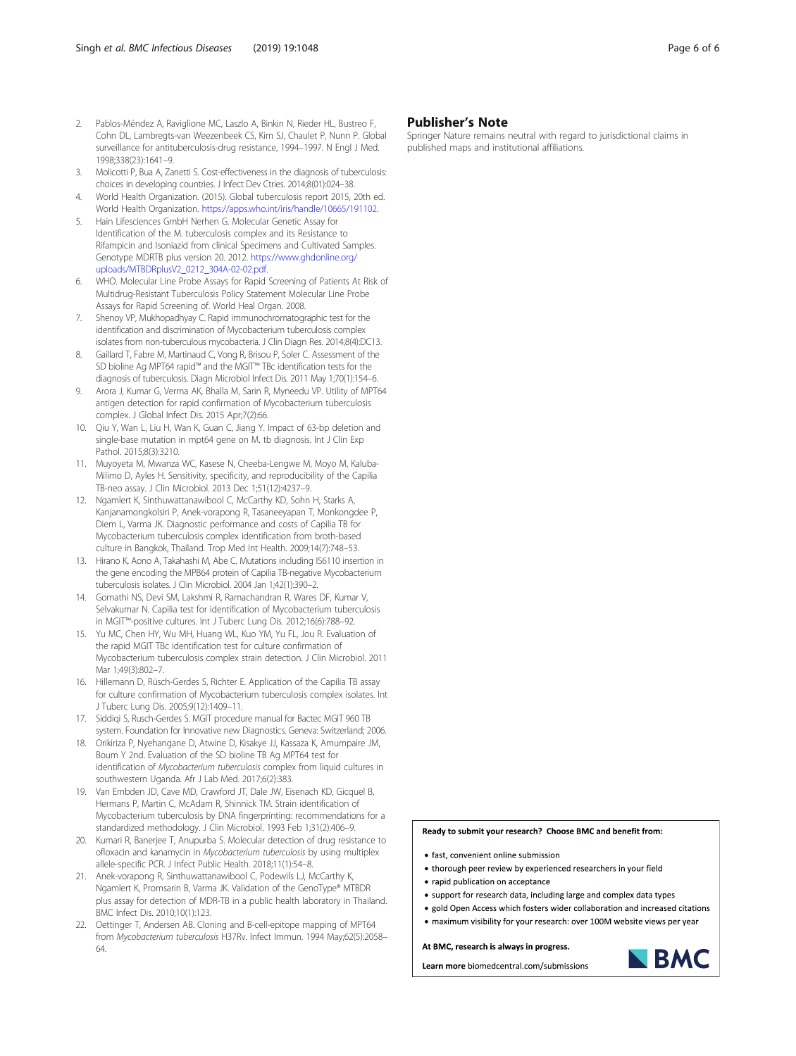2. Pablos-Méndez A, Raviglione MC, Laszlo A, Binkin N, Rieder HL, Bustreo F, Cohn DL, Lambregts-van Weezenbeek CS, Kim SJ, Chaulet P, Nunn P. Global surveillance for antituberculosis-drug resistance, 1994–1997. N Engl J Med. 1998;338(23):1641–9.
3. Molicotti P, Bua A, Zanetti S. Cost-effectiveness in the diagnosis of tuberculosis: choices in developing countries. J Infect Dev Ctries. 2014;8(01):024–38.
4. World Health Organization. (2015). Global tuberculosis report 2015, 20th ed. World Health Organization. https://apps.who.int/iris/handle/10665/191102.
5. Hain Lifesciences GmbH Nerhen G. Molecular Genetic Assay for Identification of the M. tuberculosis complex and its Resistance to Rifampicin and Isoniazid from clinical Specimens and Cultivated Samples. Genotype MDRTB plus version 20. 2012. https://www.ghdonline.org/uploads/MTBDRplusV2_0212_304A-02-02.pdf.
6. WHO. Molecular Line Probe Assays for Rapid Screening of Patients At Risk of Multidrug-Resistant Tuberculosis Policy Statement Molecular Line Probe Assays for Rapid Screening of. World Heal Organ. 2008.
7. Shenoy VP, Mukhopadhyay C. Rapid immunochromatographic test for the identification and discrimination of Mycobacterium tuberculosis complex isolates from non-tuberculous mycobacteria. J Clin Diagn Res. 2014;8(4):DC13.
8. Gaillard T, Fabre M, Martinaud C, Vong R, Brisou P, Soler C. Assessment of the SD bioline Ag MPT64 rapid™ and the MGIT™ TBc identification tests for the diagnosis of tuberculosis. Diagn Microbiol Infect Dis. 2011 May 1;70(1):154–6.
9. Arora J, Kumar G, Verma AK, Bhalla M, Sarin R, Myneedu VP. Utility of MPT64 antigen detection for rapid confirmation of Mycobacterium tuberculosis complex. J Global Infect Dis. 2015 Apr;7(2):66.
10. Qiu Y, Wan L, Liu H, Wan K, Guan C, Jiang Y. Impact of 63-bp deletion and single-base mutation in mpt64 gene on M. tb diagnosis. Int J Clin Exp Pathol. 2015;8(3):3210.
11. Muyoyeta M, Mwanza WC, Kasese N, Cheeba-Lengwe M, Moyo M, Kaluba-Milimo D, Ayles H. Sensitivity, specificity, and reproducibility of the Capilia TB-neo assay. J Clin Microbiol. 2013 Dec 1;51(12):4237–9.
12. Ngamlert K, Sinthuwattanawibool C, McCarthy KD, Sohn H, Starks A, Kanjanamongkolsiri P, Anek-vorapong R, Tasaneeyapan T, Monkongdee P, Diem L, Varma JK. Diagnostic performance and costs of Capilia TB for Mycobacterium tuberculosis complex identification from broth-based culture in Bangkok, Thailand. Trop Med Int Health. 2009;14(7):748–53.
13. Hirano K, Aono A, Takahashi M, Abe C. Mutations including IS6110 insertion in the gene encoding the MPB64 protein of Capilia TB-negative Mycobacterium tuberculosis isolates. J Clin Microbiol. 2004 Jan 1;42(1):390–2.
14. Gomathi NS, Devi SM, Lakshmi R, Ramachandran R, Wares DF, Kumar V, Selvakumar N. Capilia test for identification of Mycobacterium tuberculosis in MGIT™-positive cultures. Int J Tuberc Lung Dis. 2012;16(6):788–92.
15. Yu MC, Chen HY, Wu MH, Huang WL, Kuo YM, Yu FL, Jou R. Evaluation of the rapid MGIT TBc identification test for culture confirmation of Mycobacterium tuberculosis complex strain detection. J Clin Microbiol. 2011 Mar 1;49(3):802–7.
16. Hillemann D, Rüsch-Gerdes S, Richter E. Application of the Capilia TB assay for culture confirmation of Mycobacterium tuberculosis complex isolates. Int J Tuberc Lung Dis. 2005;9(12):1409–11.
17. Siddiqi S, Rusch-Gerdes S. MGIT procedure manual for Bactec MGIT 960 TB system. Foundation for Innovative new Diagnostics. Geneva: Switzerland; 2006.
18. Orikiriza P, Nyehangane D, Atwine D, Kisakye JJ, Kassaza K, Amumpaire JM, Boum Y 2nd. Evaluation of the SD bioline TB Ag MPT64 test for identification of *Mycobacterium tuberculosis* complex from liquid cultures in southwestern Uganda. Afr J Lab Med. 2017;6(2):383.
19. Van Embden JD, Cave MD, Crawford JT, Dale JW, Eisenach KD, Gicquel B, Hermans P, Martin C, McAdam R, Shinnick TM. Strain identification of Mycobacterium tuberculosis by DNA fingerprinting: recommendations for a standardized methodology. J Clin Microbiol. 1993 Feb 1;31(2):406–9.
20. Kumari R, Banerjee T, Anupurba S. Molecular detection of drug resistance to ofloxacin and kanamycin in *Mycobacterium tuberculosis* by using multiplex allele-specific PCR. J Infect Public Health. 2018;11(1):54–8.
21. Anek-vorapong R, Sinthuwattanawibool C, Podewils LJ, McCarthy K, Ngamlert K, Promsarin B, Varma JK. Validation of the GenoType® MTBDR plus assay for detection of MDR-TB in a public health laboratory in Thailand. BMC Infect Dis. 2010;10(1):123.
22. Oettinger T, Andersen AB. Cloning and B-cell-epitope mapping of MPT64 from *Mycobacterium tuberculosis* H37Rv. Infect Immun. 1994 May;62(5):2058–64.

## Publisher's Note

Springer Nature remains neutral with regard to jurisdictional claims in published maps and institutional affiliations.

**Ready to submit your research? Choose BMC and benefit from:**

- fast, convenient online submission
- thorough peer review by experienced researchers in your field
- rapid publication on acceptance
- support for research data, including large and complex data types
- gold Open Access which fosters wider collaboration and increased citations
- maximum visibility for your research: over 100M website views per year

**At BMC, research is always in progress.**

**Learn more** biomedcentral.com/submissions

BMC